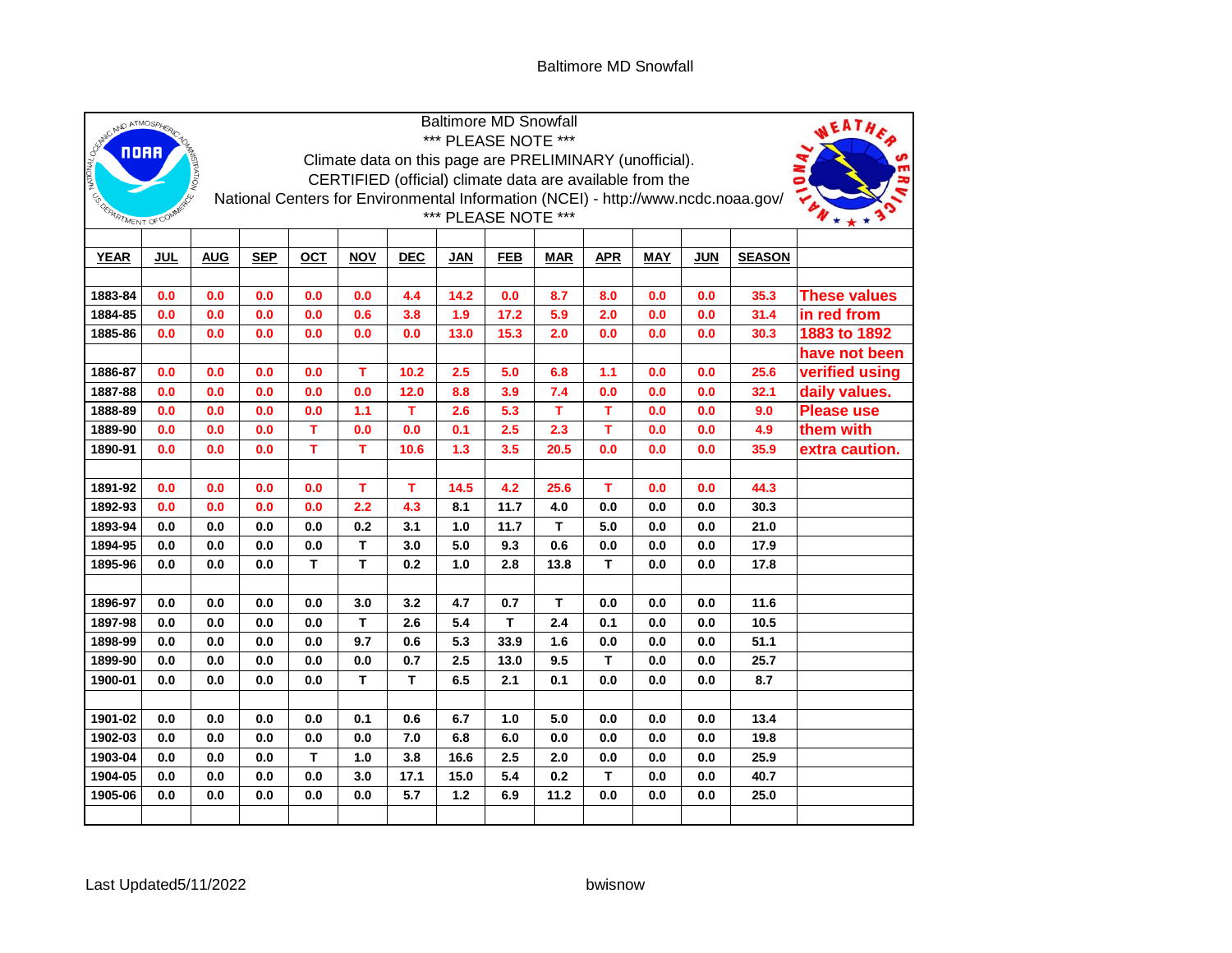# Baltimore MD Snowfall

Baltimore MD Snowfall

*** PLEASE NOTE ***

Climate data on this page are PRELIMINARY (unofficial).

CERTIFIED (official) climate data are available from the

National Centers for Environmental Information (NCEI) - http://www.ncdc.noaa.gov/

*** PLEASE NOTE ***

| YEAR | JUL | AUG | SEP | OCT | NOV | DEC | JAN | FEB | MAR | APR | MAY | JUN | SEASON | |
|---|---|---|---|---|---|---|---|---|---|---|---|---|---|---|
| 1883-84 | 0.0 | 0.0 | 0.0 | 0.0 | 0.0 | 4.4 | 14.2 | 0.0 | 8.7 | 8.0 | 0.0 | 0.0 | 35.3 | These values |
| 1884-85 | 0.0 | 0.0 | 0.0 | 0.0 | 0.6 | 3.8 | 1.9 | 17.2 | 5.9 | 2.0 | 0.0 | 0.0 | 31.4 | in red from |
| 1885-86 | 0.0 | 0.0 | 0.0 | 0.0 | 0.0 | 0.0 | 13.0 | 15.3 | 2.0 | 0.0 | 0.0 | 0.0 | 30.3 | 1883 to 1892 |
| | | | | | | | | | | | | | | have not been |
| 1886-87 | 0.0 | 0.0 | 0.0 | 0.0 | T | 10.2 | 2.5 | 5.0 | 6.8 | 1.1 | 0.0 | 0.0 | 25.6 | verified using |
| 1887-88 | 0.0 | 0.0 | 0.0 | 0.0 | 0.0 | 12.0 | 8.8 | 3.9 | 7.4 | 0.0 | 0.0 | 0.0 | 32.1 | daily values. |
| 1888-89 | 0.0 | 0.0 | 0.0 | 0.0 | 1.1 | T | 2.6 | 5.3 | T | T | 0.0 | 0.0 | 9.0 | Please use |
| 1889-90 | 0.0 | 0.0 | 0.0 | T | 0.0 | 0.0 | 0.1 | 2.5 | 2.3 | T | 0.0 | 0.0 | 4.9 | them with |
| 1890-91 | 0.0 | 0.0 | 0.0 | T | T | 10.6 | 1.3 | 3.5 | 20.5 | 0.0 | 0.0 | 0.0 | 35.9 | extra caution. |
| | | | | | | | | | | | | | | |
| 1891-92 | 0.0 | 0.0 | 0.0 | 0.0 | T | T | 14.5 | 4.2 | 25.6 | T | 0.0 | 0.0 | 44.3 | |
| 1892-93 | 0.0 | 0.0 | 0.0 | 0.0 | 2.2 | 4.3 | 8.1 | 11.7 | 4.0 | 0.0 | 0.0 | 0.0 | 30.3 | |
| 1893-94 | 0.0 | 0.0 | 0.0 | 0.0 | 0.2 | 3.1 | 1.0 | 11.7 | T | 5.0 | 0.0 | 0.0 | 21.0 | |
| 1894-95 | 0.0 | 0.0 | 0.0 | 0.0 | T | 3.0 | 5.0 | 9.3 | 0.6 | 0.0 | 0.0 | 0.0 | 17.9 | |
| 1895-96 | 0.0 | 0.0 | 0.0 | T | T | 0.2 | 1.0 | 2.8 | 13.8 | T | 0.0 | 0.0 | 17.8 | |
| | | | | | | | | | | | | | | |
| 1896-97 | 0.0 | 0.0 | 0.0 | 0.0 | 3.0 | 3.2 | 4.7 | 0.7 | T | 0.0 | 0.0 | 0.0 | 11.6 | |
| 1897-98 | 0.0 | 0.0 | 0.0 | 0.0 | T | 2.6 | 5.4 | T | 2.4 | 0.1 | 0.0 | 0.0 | 10.5 | |
| 1898-99 | 0.0 | 0.0 | 0.0 | 0.0 | 9.7 | 0.6 | 5.3 | 33.9 | 1.6 | 0.0 | 0.0 | 0.0 | 51.1 | |
| 1899-90 | 0.0 | 0.0 | 0.0 | 0.0 | 0.0 | 0.7 | 2.5 | 13.0 | 9.5 | T | 0.0 | 0.0 | 25.7 | |
| 1900-01 | 0.0 | 0.0 | 0.0 | 0.0 | T | T | 6.5 | 2.1 | 0.1 | 0.0 | 0.0 | 0.0 | 8.7 | |
| | | | | | | | | | | | | | | |
| 1901-02 | 0.0 | 0.0 | 0.0 | 0.0 | 0.1 | 0.6 | 6.7 | 1.0 | 5.0 | 0.0 | 0.0 | 0.0 | 13.4 | |
| 1902-03 | 0.0 | 0.0 | 0.0 | 0.0 | 0.0 | 7.0 | 6.8 | 6.0 | 0.0 | 0.0 | 0.0 | 0.0 | 19.8 | |
| 1903-04 | 0.0 | 0.0 | 0.0 | T | 1.0 | 3.8 | 16.6 | 2.5 | 2.0 | 0.0 | 0.0 | 0.0 | 25.9 | |
| 1904-05 | 0.0 | 0.0 | 0.0 | 0.0 | 3.0 | 17.1 | 15.0 | 5.4 | 0.2 | T | 0.0 | 0.0 | 40.7 | |
| 1905-06 | 0.0 | 0.0 | 0.0 | 0.0 | 0.0 | 5.7 | 1.2 | 6.9 | 11.2 | 0.0 | 0.0 | 0.0 | 25.0 | |

Last Updated5/11/2022

bwisnow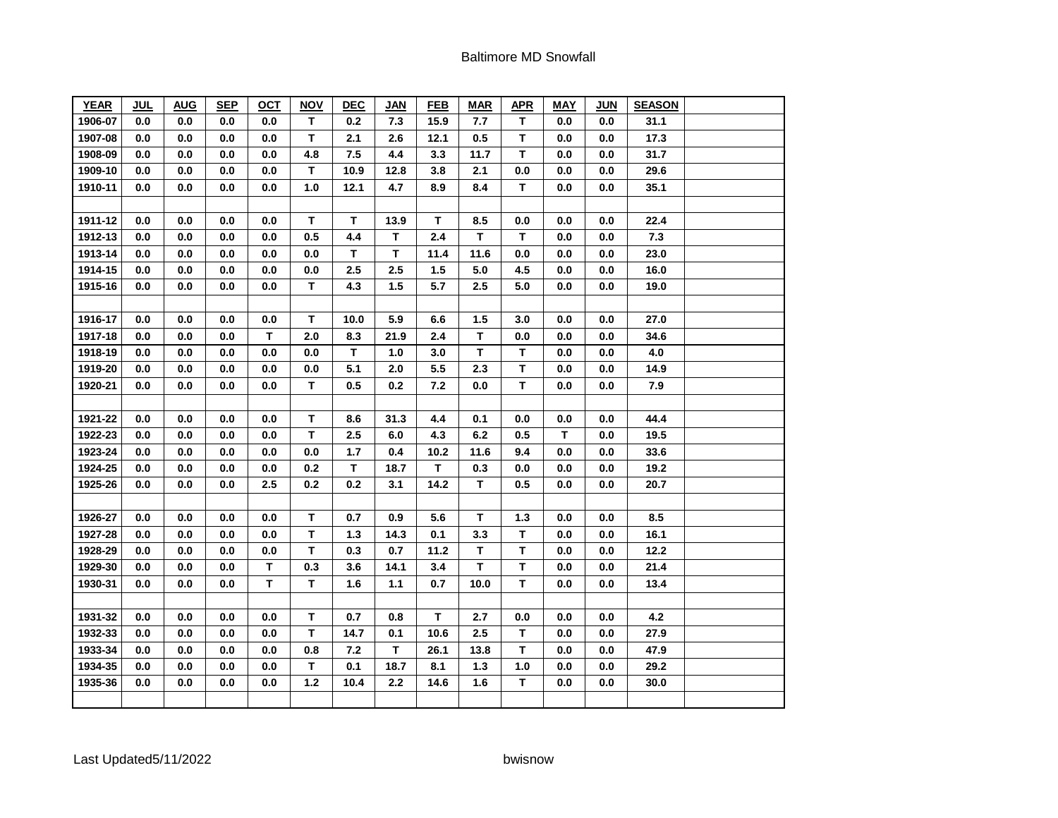Baltimore MD Snowfall

| YEAR | JUL | AUG | SEP | OCT | NOV | DEC | JAN | FEB | MAR | APR | MAY | JUN | SEASON | |
|---|---|---|---|---|---|---|---|---|---|---|---|---|---|---|
| 1906-07 | 0.0 | 0.0 | 0.0 | 0.0 | T | 0.2 | 7.3 | 15.9 | 7.7 | T | 0.0 | 0.0 | 31.1 | |
| 1907-08 | 0.0 | 0.0 | 0.0 | 0.0 | T | 2.1 | 2.6 | 12.1 | 0.5 | T | 0.0 | 0.0 | 17.3 | |
| 1908-09 | 0.0 | 0.0 | 0.0 | 0.0 | 4.8 | 7.5 | 4.4 | 3.3 | 11.7 | T | 0.0 | 0.0 | 31.7 | |
| 1909-10 | 0.0 | 0.0 | 0.0 | 0.0 | T | 10.9 | 12.8 | 3.8 | 2.1 | 0.0 | 0.0 | 0.0 | 29.6 | |
| 1910-11 | 0.0 | 0.0 | 0.0 | 0.0 | 1.0 | 12.1 | 4.7 | 8.9 | 8.4 | T | 0.0 | 0.0 | 35.1 | |
| | | | | | | | | | | | | | | |
| 1911-12 | 0.0 | 0.0 | 0.0 | 0.0 | T | T | 13.9 | T | 8.5 | 0.0 | 0.0 | 0.0 | 22.4 | |
| 1912-13 | 0.0 | 0.0 | 0.0 | 0.0 | 0.5 | 4.4 | T | 2.4 | T | T | 0.0 | 0.0 | 7.3 | |
| 1913-14 | 0.0 | 0.0 | 0.0 | 0.0 | 0.0 | T | T | 11.4 | 11.6 | 0.0 | 0.0 | 0.0 | 23.0 | |
| 1914-15 | 0.0 | 0.0 | 0.0 | 0.0 | 0.0 | 2.5 | 2.5 | 1.5 | 5.0 | 4.5 | 0.0 | 0.0 | 16.0 | |
| 1915-16 | 0.0 | 0.0 | 0.0 | 0.0 | T | 4.3 | 1.5 | 5.7 | 2.5 | 5.0 | 0.0 | 0.0 | 19.0 | |
| | | | | | | | | | | | | | | |
| 1916-17 | 0.0 | 0.0 | 0.0 | 0.0 | T | 10.0 | 5.9 | 6.6 | 1.5 | 3.0 | 0.0 | 0.0 | 27.0 | |
| 1917-18 | 0.0 | 0.0 | 0.0 | T | 2.0 | 8.3 | 21.9 | 2.4 | T | 0.0 | 0.0 | 0.0 | 34.6 | |
| 1918-19 | 0.0 | 0.0 | 0.0 | 0.0 | 0.0 | T | 1.0 | 3.0 | T | T | 0.0 | 0.0 | 4.0 | |
| 1919-20 | 0.0 | 0.0 | 0.0 | 0.0 | 0.0 | 5.1 | 2.0 | 5.5 | 2.3 | T | 0.0 | 0.0 | 14.9 | |
| 1920-21 | 0.0 | 0.0 | 0.0 | 0.0 | T | 0.5 | 0.2 | 7.2 | 0.0 | T | 0.0 | 0.0 | 7.9 | |
| | | | | | | | | | | | | | | |
| 1921-22 | 0.0 | 0.0 | 0.0 | 0.0 | T | 8.6 | 31.3 | 4.4 | 0.1 | 0.0 | 0.0 | 0.0 | 44.4 | |
| 1922-23 | 0.0 | 0.0 | 0.0 | 0.0 | T | 2.5 | 6.0 | 4.3 | 6.2 | 0.5 | T | 0.0 | 19.5 | |
| 1923-24 | 0.0 | 0.0 | 0.0 | 0.0 | 0.0 | 1.7 | 0.4 | 10.2 | 11.6 | 9.4 | 0.0 | 0.0 | 33.6 | |
| 1924-25 | 0.0 | 0.0 | 0.0 | 0.0 | 0.2 | T | 18.7 | T | 0.3 | 0.0 | 0.0 | 0.0 | 19.2 | |
| 1925-26 | 0.0 | 0.0 | 0.0 | 2.5 | 0.2 | 0.2 | 3.1 | 14.2 | T | 0.5 | 0.0 | 0.0 | 20.7 | |
| | | | | | | | | | | | | | | |
| 1926-27 | 0.0 | 0.0 | 0.0 | 0.0 | T | 0.7 | 0.9 | 5.6 | T | 1.3 | 0.0 | 0.0 | 8.5 | |
| 1927-28 | 0.0 | 0.0 | 0.0 | 0.0 | T | 1.3 | 14.3 | 0.1 | 3.3 | T | 0.0 | 0.0 | 16.1 | |
| 1928-29 | 0.0 | 0.0 | 0.0 | 0.0 | T | 0.3 | 0.7 | 11.2 | T | T | 0.0 | 0.0 | 12.2 | |
| 1929-30 | 0.0 | 0.0 | 0.0 | T | 0.3 | 3.6 | 14.1 | 3.4 | T | T | 0.0 | 0.0 | 21.4 | |
| 1930-31 | 0.0 | 0.0 | 0.0 | T | T | 1.6 | 1.1 | 0.7 | 10.0 | T | 0.0 | 0.0 | 13.4 | |
| | | | | | | | | | | | | | | |
| 1931-32 | 0.0 | 0.0 | 0.0 | 0.0 | T | 0.7 | 0.8 | T | 2.7 | 0.0 | 0.0 | 0.0 | 4.2 | |
| 1932-33 | 0.0 | 0.0 | 0.0 | 0.0 | T | 14.7 | 0.1 | 10.6 | 2.5 | T | 0.0 | 0.0 | 27.9 | |
| 1933-34 | 0.0 | 0.0 | 0.0 | 0.0 | 0.8 | 7.2 | T | 26.1 | 13.8 | T | 0.0 | 0.0 | 47.9 | |
| 1934-35 | 0.0 | 0.0 | 0.0 | 0.0 | T | 0.1 | 18.7 | 8.1 | 1.3 | 1.0 | 0.0 | 0.0 | 29.2 | |
| 1935-36 | 0.0 | 0.0 | 0.0 | 0.0 | 1.2 | 10.4 | 2.2 | 14.6 | 1.6 | T | 0.0 | 0.0 | 30.0 | |
| | | | | | | | | | | | | | | |

Last Updated5/11/2022 bwisnow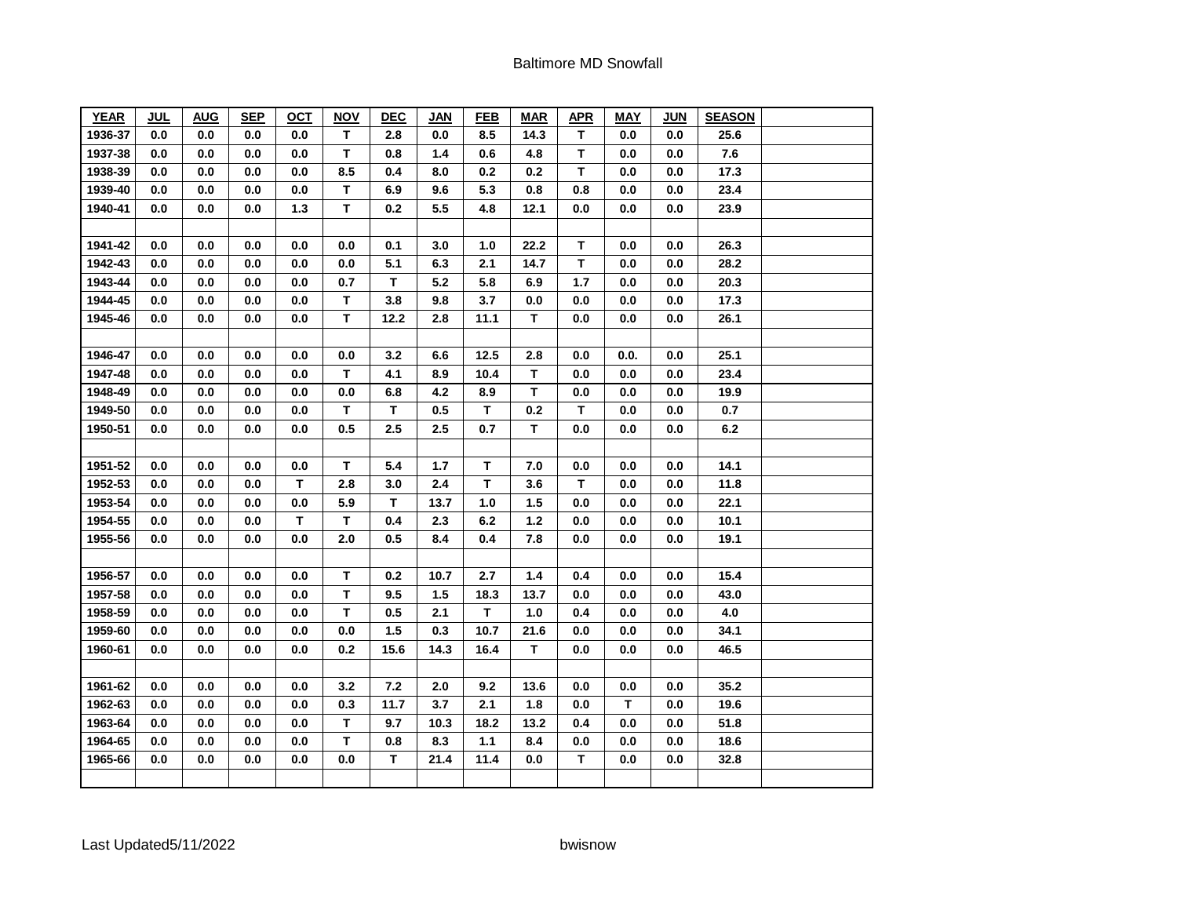# Baltimore MD Snowfall

| YEAR | JUL | AUG | SEP | OCT | NOV | DEC | JAN | FEB | MAR | APR | MAY | JUN | SEASON | |
|---|---|---|---|---|---|---|---|---|---|---|---|---|---|---|
| 1936-37 | 0.0 | 0.0 | 0.0 | 0.0 | T | 2.8 | 0.0 | 8.5 | 14.3 | T | 0.0 | 0.0 | 25.6 | |
| 1937-38 | 0.0 | 0.0 | 0.0 | 0.0 | T | 0.8 | 1.4 | 0.6 | 4.8 | T | 0.0 | 0.0 | 7.6 | |
| 1938-39 | 0.0 | 0.0 | 0.0 | 0.0 | 8.5 | 0.4 | 8.0 | 0.2 | 0.2 | T | 0.0 | 0.0 | 17.3 | |
| 1939-40 | 0.0 | 0.0 | 0.0 | 0.0 | T | 6.9 | 9.6 | 5.3 | 0.8 | 0.8 | 0.0 | 0.0 | 23.4 | |
| 1940-41 | 0.0 | 0.0 | 0.0 | 1.3 | T | 0.2 | 5.5 | 4.8 | 12.1 | 0.0 | 0.0 | 0.0 | 23.9 | |
| | | | | | | | | | | | | | | |
| 1941-42 | 0.0 | 0.0 | 0.0 | 0.0 | 0.0 | 0.1 | 3.0 | 1.0 | 22.2 | T | 0.0 | 0.0 | 26.3 | |
| 1942-43 | 0.0 | 0.0 | 0.0 | 0.0 | 0.0 | 5.1 | 6.3 | 2.1 | 14.7 | T | 0.0 | 0.0 | 28.2 | |
| 1943-44 | 0.0 | 0.0 | 0.0 | 0.0 | 0.7 | T | 5.2 | 5.8 | 6.9 | 1.7 | 0.0 | 0.0 | 20.3 | |
| 1944-45 | 0.0 | 0.0 | 0.0 | 0.0 | T | 3.8 | 9.8 | 3.7 | 0.0 | 0.0 | 0.0 | 0.0 | 17.3 | |
| 1945-46 | 0.0 | 0.0 | 0.0 | 0.0 | T | 12.2 | 2.8 | 11.1 | T | 0.0 | 0.0 | 0.0 | 26.1 | |
| | | | | | | | | | | | | | | |
| 1946-47 | 0.0 | 0.0 | 0.0 | 0.0 | 0.0 | 3.2 | 6.6 | 12.5 | 2.8 | 0.0 | 0.0. | 0.0 | 25.1 | |
| 1947-48 | 0.0 | 0.0 | 0.0 | 0.0 | T | 4.1 | 8.9 | 10.4 | T | 0.0 | 0.0 | 0.0 | 23.4 | |
| 1948-49 | 0.0 | 0.0 | 0.0 | 0.0 | 0.0 | 6.8 | 4.2 | 8.9 | T | 0.0 | 0.0 | 0.0 | 19.9 | |
| 1949-50 | 0.0 | 0.0 | 0.0 | 0.0 | T | T | 0.5 | T | 0.2 | T | 0.0 | 0.0 | 0.7 | |
| 1950-51 | 0.0 | 0.0 | 0.0 | 0.0 | 0.5 | 2.5 | 2.5 | 0.7 | T | 0.0 | 0.0 | 0.0 | 6.2 | |
| | | | | | | | | | | | | | | |
| 1951-52 | 0.0 | 0.0 | 0.0 | 0.0 | T | 5.4 | 1.7 | T | 7.0 | 0.0 | 0.0 | 0.0 | 14.1 | |
| 1952-53 | 0.0 | 0.0 | 0.0 | T | 2.8 | 3.0 | 2.4 | T | 3.6 | T | 0.0 | 0.0 | 11.8 | |
| 1953-54 | 0.0 | 0.0 | 0.0 | 0.0 | 5.9 | T | 13.7 | 1.0 | 1.5 | 0.0 | 0.0 | 0.0 | 22.1 | |
| 1954-55 | 0.0 | 0.0 | 0.0 | T | T | 0.4 | 2.3 | 6.2 | 1.2 | 0.0 | 0.0 | 0.0 | 10.1 | |
| 1955-56 | 0.0 | 0.0 | 0.0 | 0.0 | 2.0 | 0.5 | 8.4 | 0.4 | 7.8 | 0.0 | 0.0 | 0.0 | 19.1 | |
| | | | | | | | | | | | | | | |
| 1956-57 | 0.0 | 0.0 | 0.0 | 0.0 | T | 0.2 | 10.7 | 2.7 | 1.4 | 0.4 | 0.0 | 0.0 | 15.4 | |
| 1957-58 | 0.0 | 0.0 | 0.0 | 0.0 | T | 9.5 | 1.5 | 18.3 | 13.7 | 0.0 | 0.0 | 0.0 | 43.0 | |
| 1958-59 | 0.0 | 0.0 | 0.0 | 0.0 | T | 0.5 | 2.1 | T | 1.0 | 0.4 | 0.0 | 0.0 | 4.0 | |
| 1959-60 | 0.0 | 0.0 | 0.0 | 0.0 | 0.0 | 1.5 | 0.3 | 10.7 | 21.6 | 0.0 | 0.0 | 0.0 | 34.1 | |
| 1960-61 | 0.0 | 0.0 | 0.0 | 0.0 | 0.2 | 15.6 | 14.3 | 16.4 | T | 0.0 | 0.0 | 0.0 | 46.5 | |
| | | | | | | | | | | | | | | |
| 1961-62 | 0.0 | 0.0 | 0.0 | 0.0 | 3.2 | 7.2 | 2.0 | 9.2 | 13.6 | 0.0 | 0.0 | 0.0 | 35.2 | |
| 1962-63 | 0.0 | 0.0 | 0.0 | 0.0 | 0.3 | 11.7 | 3.7 | 2.1 | 1.8 | 0.0 | T | 0.0 | 19.6 | |
| 1963-64 | 0.0 | 0.0 | 0.0 | 0.0 | T | 9.7 | 10.3 | 18.2 | 13.2 | 0.4 | 0.0 | 0.0 | 51.8 | |
| 1964-65 | 0.0 | 0.0 | 0.0 | 0.0 | T | 0.8 | 8.3 | 1.1 | 8.4 | 0.0 | 0.0 | 0.0 | 18.6 | |
| 1965-66 | 0.0 | 0.0 | 0.0 | 0.0 | 0.0 | T | 21.4 | 11.4 | 0.0 | T | 0.0 | 0.0 | 32.8 | |
| | | | | | | | | | | | | | | |

Last Updated5/11/2022 bwisnow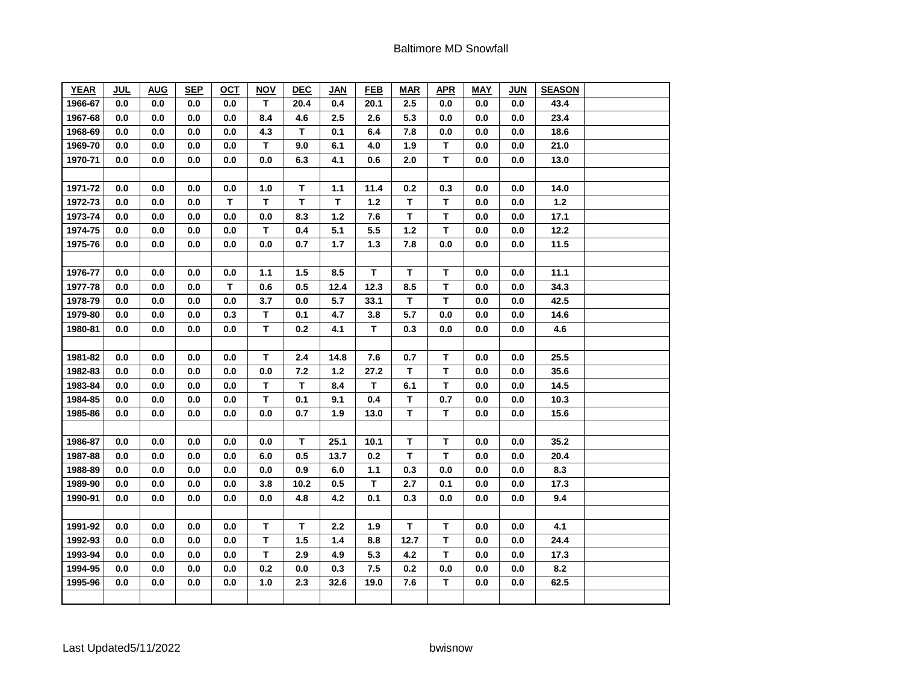# Baltimore MD Snowfall

| YEAR | JUL | AUG | SEP | OCT | NOV | DEC | JAN | FEB | MAR | APR | MAY | JUN | SEASON | |
|---|---|---|---|---|---|---|---|---|---|---|---|---|---|---|
| 1966-67 | 0.0 | 0.0 | 0.0 | 0.0 | T | 20.4 | 0.4 | 20.1 | 2.5 | 0.0 | 0.0 | 0.0 | 43.4 | |
| 1967-68 | 0.0 | 0.0 | 0.0 | 0.0 | 8.4 | 4.6 | 2.5 | 2.6 | 5.3 | 0.0 | 0.0 | 0.0 | 23.4 | |
| 1968-69 | 0.0 | 0.0 | 0.0 | 0.0 | 4.3 | T | 0.1 | 6.4 | 7.8 | 0.0 | 0.0 | 0.0 | 18.6 | |
| 1969-70 | 0.0 | 0.0 | 0.0 | 0.0 | T | 9.0 | 6.1 | 4.0 | 1.9 | T | 0.0 | 0.0 | 21.0 | |
| 1970-71 | 0.0 | 0.0 | 0.0 | 0.0 | 0.0 | 6.3 | 4.1 | 0.6 | 2.0 | T | 0.0 | 0.0 | 13.0 | |
| | | | | | | | | | | | | | | |
| 1971-72 | 0.0 | 0.0 | 0.0 | 0.0 | 1.0 | T | 1.1 | 11.4 | 0.2 | 0.3 | 0.0 | 0.0 | 14.0 | |
| 1972-73 | 0.0 | 0.0 | 0.0 | T | T | T | T | 1.2 | T | T | 0.0 | 0.0 | 1.2 | |
| 1973-74 | 0.0 | 0.0 | 0.0 | 0.0 | 0.0 | 8.3 | 1.2 | 7.6 | T | T | 0.0 | 0.0 | 17.1 | |
| 1974-75 | 0.0 | 0.0 | 0.0 | 0.0 | T | 0.4 | 5.1 | 5.5 | 1.2 | T | 0.0 | 0.0 | 12.2 | |
| 1975-76 | 0.0 | 0.0 | 0.0 | 0.0 | 0.0 | 0.7 | 1.7 | 1.3 | 7.8 | 0.0 | 0.0 | 0.0 | 11.5 | |
| | | | | | | | | | | | | | | |
| 1976-77 | 0.0 | 0.0 | 0.0 | 0.0 | 1.1 | 1.5 | 8.5 | T | T | T | 0.0 | 0.0 | 11.1 | |
| 1977-78 | 0.0 | 0.0 | 0.0 | T | 0.6 | 0.5 | 12.4 | 12.3 | 8.5 | T | 0.0 | 0.0 | 34.3 | |
| 1978-79 | 0.0 | 0.0 | 0.0 | 0.0 | 3.7 | 0.0 | 5.7 | 33.1 | T | T | 0.0 | 0.0 | 42.5 | |
| 1979-80 | 0.0 | 0.0 | 0.0 | 0.3 | T | 0.1 | 4.7 | 3.8 | 5.7 | 0.0 | 0.0 | 0.0 | 14.6 | |
| 1980-81 | 0.0 | 0.0 | 0.0 | 0.0 | T | 0.2 | 4.1 | T | 0.3 | 0.0 | 0.0 | 0.0 | 4.6 | |
| | | | | | | | | | | | | | | |
| 1981-82 | 0.0 | 0.0 | 0.0 | 0.0 | T | 2.4 | 14.8 | 7.6 | 0.7 | T | 0.0 | 0.0 | 25.5 | |
| 1982-83 | 0.0 | 0.0 | 0.0 | 0.0 | 0.0 | 7.2 | 1.2 | 27.2 | T | T | 0.0 | 0.0 | 35.6 | |
| 1983-84 | 0.0 | 0.0 | 0.0 | 0.0 | T | T | 8.4 | T | 6.1 | T | 0.0 | 0.0 | 14.5 | |
| 1984-85 | 0.0 | 0.0 | 0.0 | 0.0 | T | 0.1 | 9.1 | 0.4 | T | 0.7 | 0.0 | 0.0 | 10.3 | |
| 1985-86 | 0.0 | 0.0 | 0.0 | 0.0 | 0.0 | 0.7 | 1.9 | 13.0 | T | T | 0.0 | 0.0 | 15.6 | |
| | | | | | | | | | | | | | | |
| 1986-87 | 0.0 | 0.0 | 0.0 | 0.0 | 0.0 | T | 25.1 | 10.1 | T | T | 0.0 | 0.0 | 35.2 | |
| 1987-88 | 0.0 | 0.0 | 0.0 | 0.0 | 6.0 | 0.5 | 13.7 | 0.2 | T | T | 0.0 | 0.0 | 20.4 | |
| 1988-89 | 0.0 | 0.0 | 0.0 | 0.0 | 0.0 | 0.9 | 6.0 | 1.1 | 0.3 | 0.0 | 0.0 | 0.0 | 8.3 | |
| 1989-90 | 0.0 | 0.0 | 0.0 | 0.0 | 3.8 | 10.2 | 0.5 | T | 2.7 | 0.1 | 0.0 | 0.0 | 17.3 | |
| 1990-91 | 0.0 | 0.0 | 0.0 | 0.0 | 0.0 | 4.8 | 4.2 | 0.1 | 0.3 | 0.0 | 0.0 | 0.0 | 9.4 | |
| | | | | | | | | | | | | | | |
| 1991-92 | 0.0 | 0.0 | 0.0 | 0.0 | T | T | 2.2 | 1.9 | T | T | 0.0 | 0.0 | 4.1 | |
| 1992-93 | 0.0 | 0.0 | 0.0 | 0.0 | T | 1.5 | 1.4 | 8.8 | 12.7 | T | 0.0 | 0.0 | 24.4 | |
| 1993-94 | 0.0 | 0.0 | 0.0 | 0.0 | T | 2.9 | 4.9 | 5.3 | 4.2 | T | 0.0 | 0.0 | 17.3 | |
| 1994-95 | 0.0 | 0.0 | 0.0 | 0.0 | 0.2 | 0.0 | 0.3 | 7.5 | 0.2 | 0.0 | 0.0 | 0.0 | 8.2 | |
| 1995-96 | 0.0 | 0.0 | 0.0 | 0.0 | 1.0 | 2.3 | 32.6 | 19.0 | 7.6 | T | 0.0 | 0.0 | 62.5 | |
| | | | | | | | | | | | | | | |

Last Updated5/11/2022 bwisnow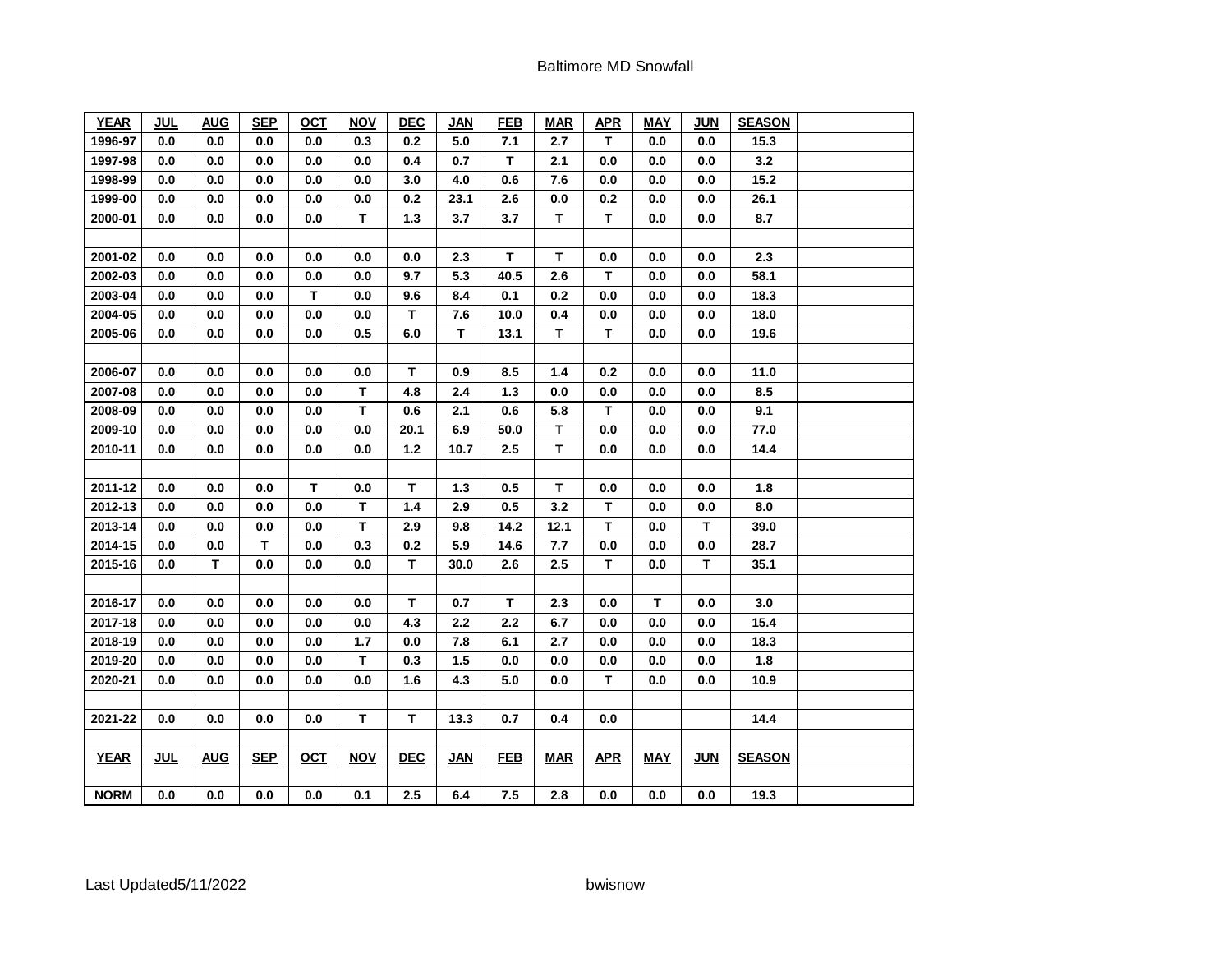Baltimore MD Snowfall

| YEAR | JUL | AUG | SEP | OCT | NOV | DEC | JAN | FEB | MAR | APR | MAY | JUN | SEASON | |
|---|---|---|---|---|---|---|---|---|---|---|---|---|---|---|
| 1996-97 | 0.0 | 0.0 | 0.0 | 0.0 | 0.3 | 0.2 | 5.0 | 7.1 | 2.7 | T | 0.0 | 0.0 | 15.3 | |
| 1997-98 | 0.0 | 0.0 | 0.0 | 0.0 | 0.0 | 0.4 | 0.7 | T | 2.1 | 0.0 | 0.0 | 0.0 | 3.2 | |
| 1998-99 | 0.0 | 0.0 | 0.0 | 0.0 | 0.0 | 3.0 | 4.0 | 0.6 | 7.6 | 0.0 | 0.0 | 0.0 | 15.2 | |
| 1999-00 | 0.0 | 0.0 | 0.0 | 0.0 | 0.0 | 0.2 | 23.1 | 2.6 | 0.0 | 0.2 | 0.0 | 0.0 | 26.1 | |
| 2000-01 | 0.0 | 0.0 | 0.0 | 0.0 | T | 1.3 | 3.7 | 3.7 | T | T | 0.0 | 0.0 | 8.7 | |
| | | | | | | | | | | | | | | |
| 2001-02 | 0.0 | 0.0 | 0.0 | 0.0 | 0.0 | 0.0 | 2.3 | T | T | 0.0 | 0.0 | 0.0 | 2.3 | |
| 2002-03 | 0.0 | 0.0 | 0.0 | 0.0 | 0.0 | 9.7 | 5.3 | 40.5 | 2.6 | T | 0.0 | 0.0 | 58.1 | |
| 2003-04 | 0.0 | 0.0 | 0.0 | T | 0.0 | 9.6 | 8.4 | 0.1 | 0.2 | 0.0 | 0.0 | 0.0 | 18.3 | |
| 2004-05 | 0.0 | 0.0 | 0.0 | 0.0 | 0.0 | T | 7.6 | 10.0 | 0.4 | 0.0 | 0.0 | 0.0 | 18.0 | |
| 2005-06 | 0.0 | 0.0 | 0.0 | 0.0 | 0.5 | 6.0 | T | 13.1 | T | T | 0.0 | 0.0 | 19.6 | |
| | | | | | | | | | | | | | | |
| 2006-07 | 0.0 | 0.0 | 0.0 | 0.0 | 0.0 | T | 0.9 | 8.5 | 1.4 | 0.2 | 0.0 | 0.0 | 11.0 | |
| 2007-08 | 0.0 | 0.0 | 0.0 | 0.0 | T | 4.8 | 2.4 | 1.3 | 0.0 | 0.0 | 0.0 | 0.0 | 8.5 | |
| 2008-09 | 0.0 | 0.0 | 0.0 | 0.0 | T | 0.6 | 2.1 | 0.6 | 5.8 | T | 0.0 | 0.0 | 9.1 | |
| 2009-10 | 0.0 | 0.0 | 0.0 | 0.0 | 0.0 | 20.1 | 6.9 | 50.0 | T | 0.0 | 0.0 | 0.0 | 77.0 | |
| 2010-11 | 0.0 | 0.0 | 0.0 | 0.0 | 0.0 | 1.2 | 10.7 | 2.5 | T | 0.0 | 0.0 | 0.0 | 14.4 | |
| | | | | | | | | | | | | | | |
| 2011-12 | 0.0 | 0.0 | 0.0 | T | 0.0 | T | 1.3 | 0.5 | T | 0.0 | 0.0 | 0.0 | 1.8 | |
| 2012-13 | 0.0 | 0.0 | 0.0 | 0.0 | T | 1.4 | 2.9 | 0.5 | 3.2 | T | 0.0 | 0.0 | 8.0 | |
| 2013-14 | 0.0 | 0.0 | 0.0 | 0.0 | T | 2.9 | 9.8 | 14.2 | 12.1 | T | 0.0 | T | 39.0 | |
| 2014-15 | 0.0 | 0.0 | T | 0.0 | 0.3 | 0.2 | 5.9 | 14.6 | 7.7 | 0.0 | 0.0 | 0.0 | 28.7 | |
| 2015-16 | 0.0 | T | 0.0 | 0.0 | 0.0 | T | 30.0 | 2.6 | 2.5 | T | 0.0 | T | 35.1 | |
| | | | | | | | | | | | | | | |
| 2016-17 | 0.0 | 0.0 | 0.0 | 0.0 | 0.0 | T | 0.7 | T | 2.3 | 0.0 | T | 0.0 | 3.0 | |
| 2017-18 | 0.0 | 0.0 | 0.0 | 0.0 | 0.0 | 4.3 | 2.2 | 2.2 | 6.7 | 0.0 | 0.0 | 0.0 | 15.4 | |
| 2018-19 | 0.0 | 0.0 | 0.0 | 0.0 | 1.7 | 0.0 | 7.8 | 6.1 | 2.7 | 0.0 | 0.0 | 0.0 | 18.3 | |
| 2019-20 | 0.0 | 0.0 | 0.0 | 0.0 | T | 0.3 | 1.5 | 0.0 | 0.0 | 0.0 | 0.0 | 0.0 | 1.8 | |
| 2020-21 | 0.0 | 0.0 | 0.0 | 0.0 | 0.0 | 1.6 | 4.3 | 5.0 | 0.0 | T | 0.0 | 0.0 | 10.9 | |
| | | | | | | | | | | | | | | |
| 2021-22 | 0.0 | 0.0 | 0.0 | 0.0 | T | T | 13.3 | 0.7 | 0.4 | 0.0 | | | 14.4 | |
| | | | | | | | | | | | | | | |
| YEAR | JUL | AUG | SEP | OCT | NOV | DEC | JAN | FEB | MAR | APR | MAY | JUN | SEASON | |
| | | | | | | | | | | | | | | |
| NORM | 0.0 | 0.0 | 0.0 | 0.0 | 0.1 | 2.5 | 6.4 | 7.5 | 2.8 | 0.0 | 0.0 | 0.0 | 19.3 | |

Last Updated5/11/2022 bwisnow